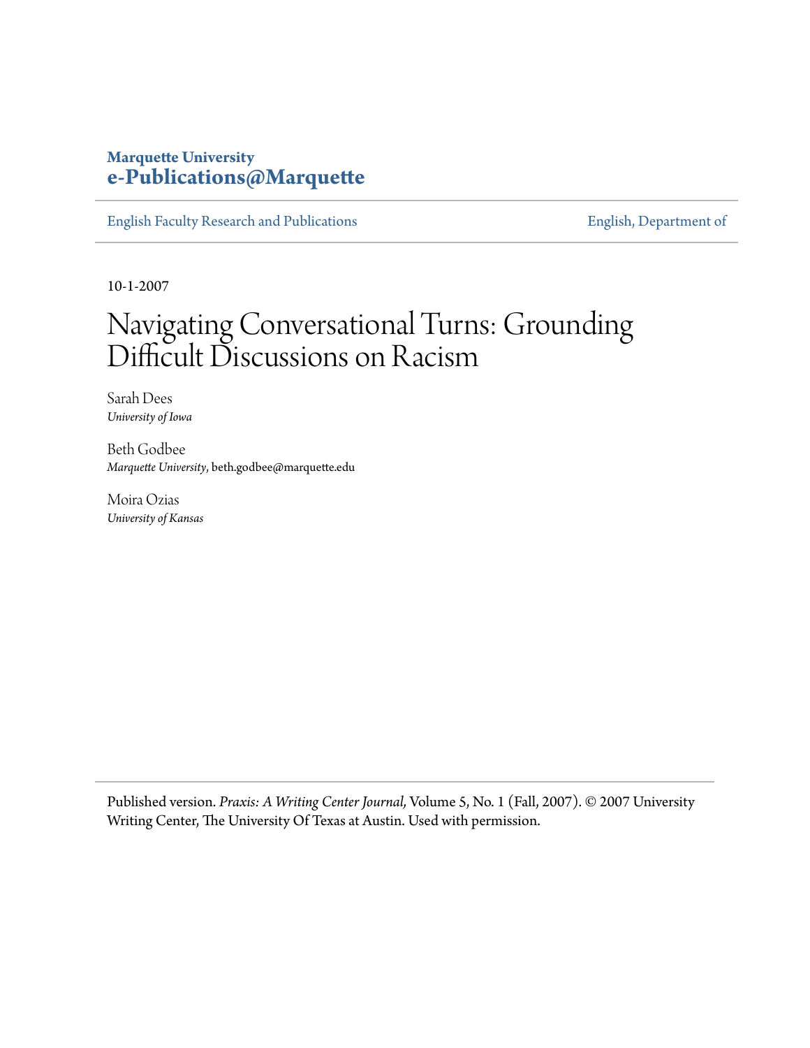**Marquette University**
**e-Publications@Marquette**

English Faculty Research and Publications | English, Department of

10-1-2007

# Navigating Conversational Turns: Grounding Difficult Discussions on Racism

Sarah Dees
*University of Iowa*

Beth Godbee
*Marquette University*, beth.godbee@marquette.edu

Moira Ozias
*University of Kansas*

Published version. *Praxis: A Writing Center Journal,* Volume 5, No. 1 (Fall, 2007). © 2007 University Writing Center, The University Of Texas at Austin. Used with permission.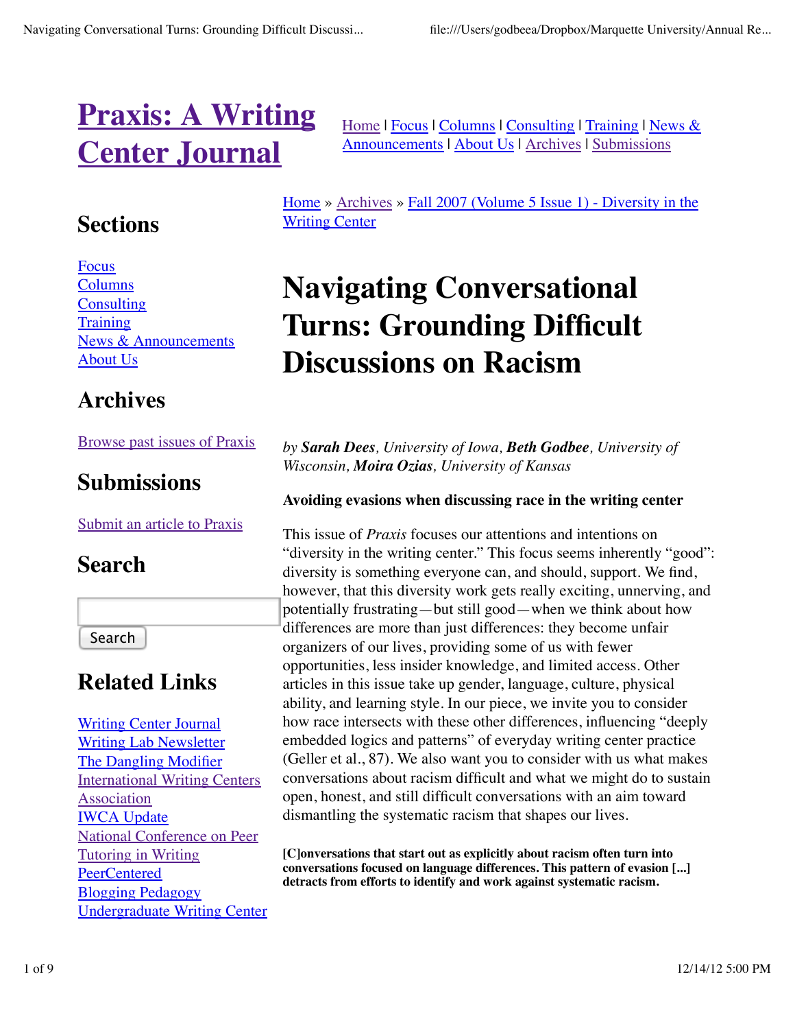# Praxis: A Writing Center Journal

Home | Focus | Columns | Consulting | Training | News & Announcements | About Us | Archives | Submissions

## Sections

Focus
Columns
Consulting
Training
News & Announcements
About Us

## Archives

Browse past issues of Praxis

## Submissions

Submit an article to Praxis

## Search

Search

## Related Links

Writing Center Journal
Writing Lab Newsletter
The Dangling Modifier
International Writing Centers Association
IWCA Update
National Conference on Peer Tutoring in Writing
PeerCentered
Blogging Pedagogy
Undergraduate Writing Center

Home » Archives » Fall 2007 (Volume 5 Issue 1) - Diversity in the Writing Center

# Navigating Conversational Turns: Grounding Difficult Discussions on Racism

*by **Sarah Dees**, University of Iowa, **Beth Godbee**, University of Wisconsin, **Moira Ozias**, University of Kansas*

**Avoiding evasions when discussing race in the writing center**

This issue of *Praxis* focuses our attentions and intentions on "diversity in the writing center." This focus seems inherently "good": diversity is something everyone can, and should, support. We find, however, that this diversity work gets really exciting, unnerving, and potentially frustrating—but still good—when we think about how differences are more than just differences: they become unfair organizers of our lives, providing some of us with fewer opportunities, less insider knowledge, and limited access. Other articles in this issue take up gender, language, culture, physical ability, and learning style. In our piece, we invite you to consider how race intersects with these other differences, influencing "deeply embedded logics and patterns" of everyday writing center practice (Geller et al., 87). We also want you to consider with us what makes conversations about racism difficult and what we might do to sustain open, honest, and still difficult conversations with an aim toward dismantling the systematic racism that shapes our lives.

**[C]onversations that start out as explicitly about racism often turn into conversations focused on language differences. This pattern of evasion [...] detracts from efforts to identify and work against systematic racism.**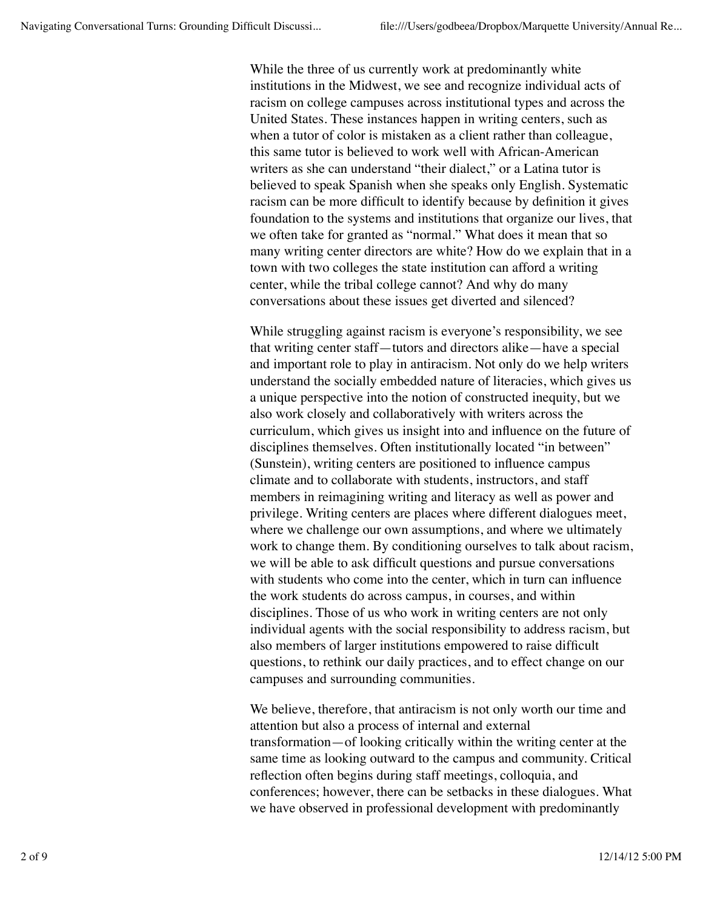While the three of us currently work at predominantly white institutions in the Midwest, we see and recognize individual acts of racism on college campuses across institutional types and across the United States. These instances happen in writing centers, such as when a tutor of color is mistaken as a client rather than colleague, this same tutor is believed to work well with African-American writers as she can understand "their dialect," or a Latina tutor is believed to speak Spanish when she speaks only English. Systematic racism can be more difficult to identify because by definition it gives foundation to the systems and institutions that organize our lives, that we often take for granted as "normal." What does it mean that so many writing center directors are white? How do we explain that in a town with two colleges the state institution can afford a writing center, while the tribal college cannot? And why do many conversations about these issues get diverted and silenced?

While struggling against racism is everyone's responsibility, we see that writing center staff—tutors and directors alike—have a special and important role to play in antiracism. Not only do we help writers understand the socially embedded nature of literacies, which gives us a unique perspective into the notion of constructed inequity, but we also work closely and collaboratively with writers across the curriculum, which gives us insight into and influence on the future of disciplines themselves. Often institutionally located "in between" (Sunstein), writing centers are positioned to influence campus climate and to collaborate with students, instructors, and staff members in reimagining writing and literacy as well as power and privilege. Writing centers are places where different dialogues meet, where we challenge our own assumptions, and where we ultimately work to change them. By conditioning ourselves to talk about racism, we will be able to ask difficult questions and pursue conversations with students who come into the center, which in turn can influence the work students do across campus, in courses, and within disciplines. Those of us who work in writing centers are not only individual agents with the social responsibility to address racism, but also members of larger institutions empowered to raise difficult questions, to rethink our daily practices, and to effect change on our campuses and surrounding communities.

We believe, therefore, that antiracism is not only worth our time and attention but also a process of internal and external transformation—of looking critically within the writing center at the same time as looking outward to the campus and community. Critical reflection often begins during staff meetings, colloquia, and conferences; however, there can be setbacks in these dialogues. What we have observed in professional development with predominantly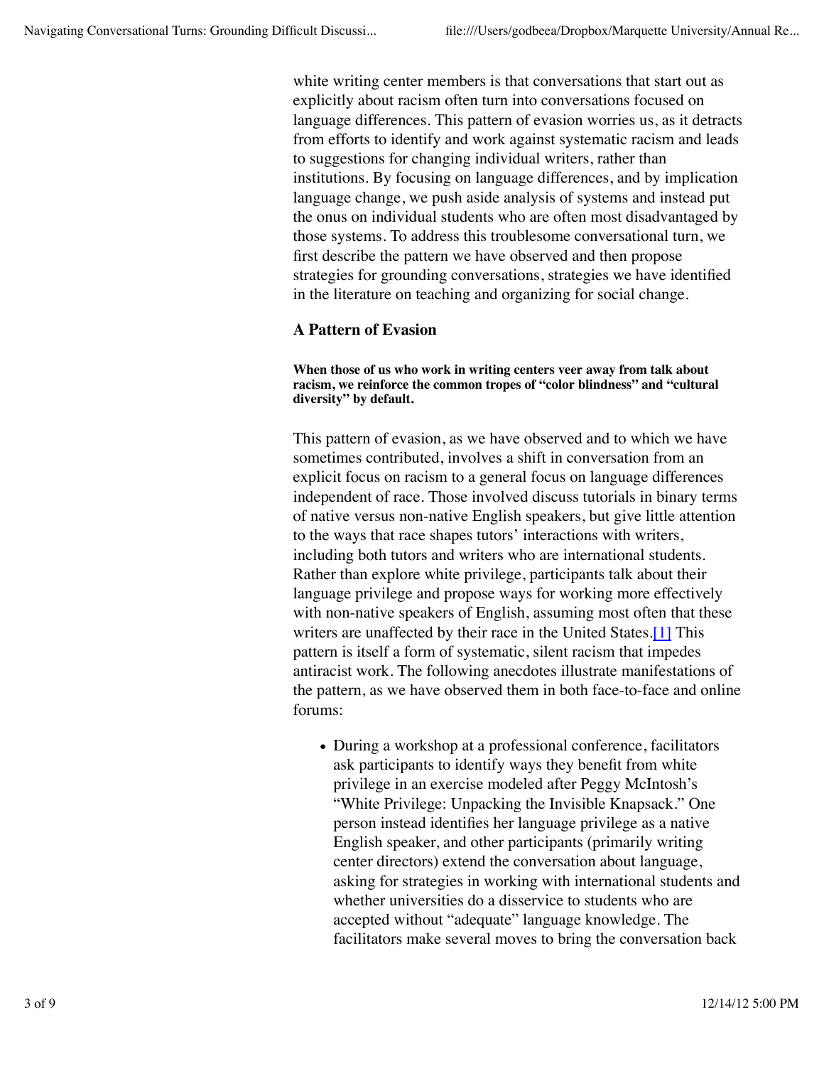white writing center members is that conversations that start out as explicitly about racism often turn into conversations focused on language differences. This pattern of evasion worries us, as it detracts from efforts to identify and work against systematic racism and leads to suggestions for changing individual writers, rather than institutions. By focusing on language differences, and by implication language change, we push aside analysis of systems and instead put the onus on individual students who are often most disadvantaged by those systems. To address this troublesome conversational turn, we first describe the pattern we have observed and then propose strategies for grounding conversations, strategies we have identified in the literature on teaching and organizing for social change.

### A Pattern of Evasion

**When those of us who work in writing centers veer away from talk about racism, we reinforce the common tropes of "color blindness" and "cultural diversity" by default.**

This pattern of evasion, as we have observed and to which we have sometimes contributed, involves a shift in conversation from an explicit focus on racism to a general focus on language differences independent of race. Those involved discuss tutorials in binary terms of native versus non-native English speakers, but give little attention to the ways that race shapes tutors' interactions with writers, including both tutors and writers who are international students. Rather than explore white privilege, participants talk about their language privilege and propose ways for working more effectively with non-native speakers of English, assuming most often that these writers are unaffected by their race in the United States.[1] This pattern is itself a form of systematic, silent racism that impedes antiracist work. The following anecdotes illustrate manifestations of the pattern, as we have observed them in both face-to-face and online forums:

- During a workshop at a professional conference, facilitators ask participants to identify ways they benefit from white privilege in an exercise modeled after Peggy McIntosh's "White Privilege: Unpacking the Invisible Knapsack." One person instead identifies her language privilege as a native English speaker, and other participants (primarily writing center directors) extend the conversation about language, asking for strategies in working with international students and whether universities do a disservice to students who are accepted without "adequate" language knowledge. The facilitators make several moves to bring the conversation back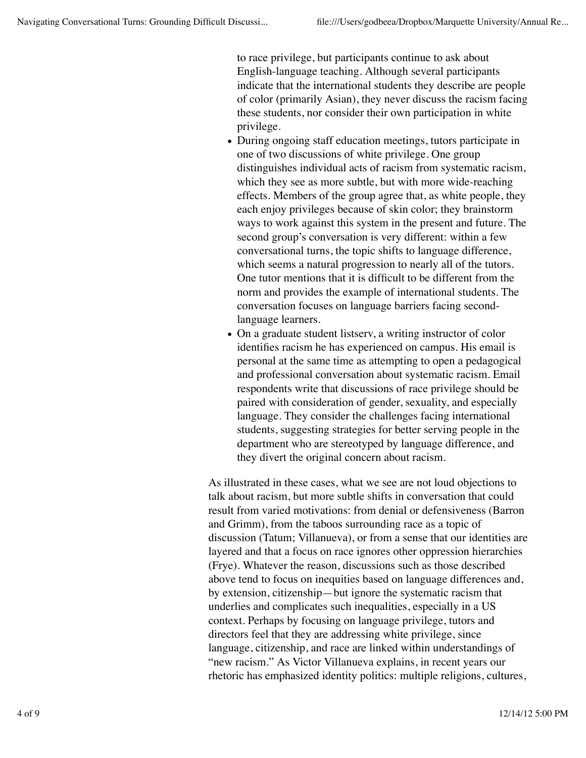to race privilege, but participants continue to ask about English-language teaching. Although several participants indicate that the international students they describe are people of color (primarily Asian), they never discuss the racism facing these students, nor consider their own participation in white privilege.

- During ongoing staff education meetings, tutors participate in one of two discussions of white privilege. One group distinguishes individual acts of racism from systematic racism, which they see as more subtle, but with more wide-reaching effects. Members of the group agree that, as white people, they each enjoy privileges because of skin color; they brainstorm ways to work against this system in the present and future. The second group's conversation is very different: within a few conversational turns, the topic shifts to language difference, which seems a natural progression to nearly all of the tutors. One tutor mentions that it is difficult to be different from the norm and provides the example of international students. The conversation focuses on language barriers facing second-language learners.
- On a graduate student listserv, a writing instructor of color identifies racism he has experienced on campus. His email is personal at the same time as attempting to open a pedagogical and professional conversation about systematic racism. Email respondents write that discussions of race privilege should be paired with consideration of gender, sexuality, and especially language. They consider the challenges facing international students, suggesting strategies for better serving people in the department who are stereotyped by language difference, and they divert the original concern about racism.

As illustrated in these cases, what we see are not loud objections to talk about racism, but more subtle shifts in conversation that could result from varied motivations: from denial or defensiveness (Barron and Grimm), from the taboos surrounding race as a topic of discussion (Tatum; Villanueva), or from a sense that our identities are layered and that a focus on race ignores other oppression hierarchies (Frye). Whatever the reason, discussions such as those described above tend to focus on inequities based on language differences and, by extension, citizenship—but ignore the systematic racism that underlies and complicates such inequalities, especially in a US context. Perhaps by focusing on language privilege, tutors and directors feel that they are addressing white privilege, since language, citizenship, and race are linked within understandings of "new racism." As Victor Villanueva explains, in recent years our rhetoric has emphasized identity politics: multiple religions, cultures,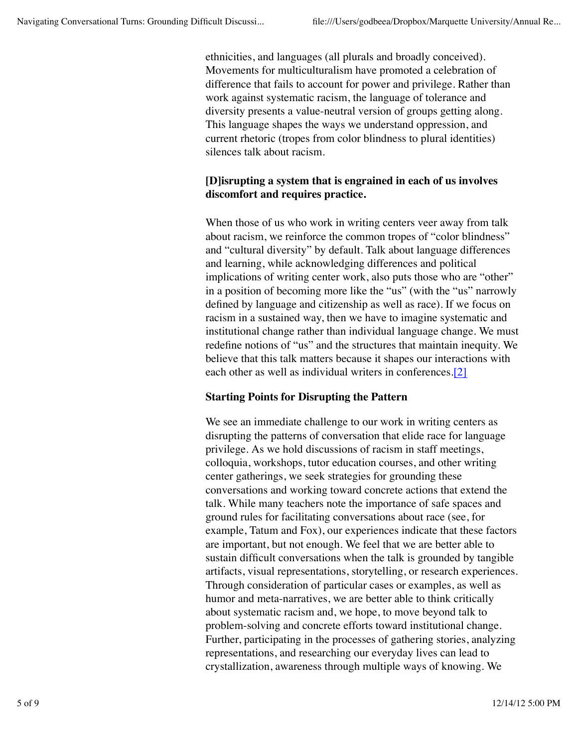ethnicities, and languages (all plurals and broadly conceived). Movements for multiculturalism have promoted a celebration of difference that fails to account for power and privilege. Rather than work against systematic racism, the language of tolerance and diversity presents a value-neutral version of groups getting along. This language shapes the ways we understand oppression, and current rhetoric (tropes from color blindness to plural identities) silences talk about racism.

**[D]isrupting a system that is engrained in each of us involves discomfort and requires practice.**

When those of us who work in writing centers veer away from talk about racism, we reinforce the common tropes of "color blindness" and "cultural diversity" by default. Talk about language differences and learning, while acknowledging differences and political implications of writing center work, also puts those who are "other" in a position of becoming more like the "us" (with the "us" narrowly defined by language and citizenship as well as race). If we focus on racism in a sustained way, then we have to imagine systematic and institutional change rather than individual language change. We must redefine notions of "us" and the structures that maintain inequity. We believe that this talk matters because it shapes our interactions with each other as well as individual writers in conferences.[2]

### Starting Points for Disrupting the Pattern

We see an immediate challenge to our work in writing centers as disrupting the patterns of conversation that elide race for language privilege. As we hold discussions of racism in staff meetings, colloquia, workshops, tutor education courses, and other writing center gatherings, we seek strategies for grounding these conversations and working toward concrete actions that extend the talk. While many teachers note the importance of safe spaces and ground rules for facilitating conversations about race (see, for example, Tatum and Fox), our experiences indicate that these factors are important, but not enough. We feel that we are better able to sustain difficult conversations when the talk is grounded by tangible artifacts, visual representations, storytelling, or research experiences. Through consideration of particular cases or examples, as well as humor and meta-narratives, we are better able to think critically about systematic racism and, we hope, to move beyond talk to problem-solving and concrete efforts toward institutional change. Further, participating in the processes of gathering stories, analyzing representations, and researching our everyday lives can lead to crystallization, awareness through multiple ways of knowing. We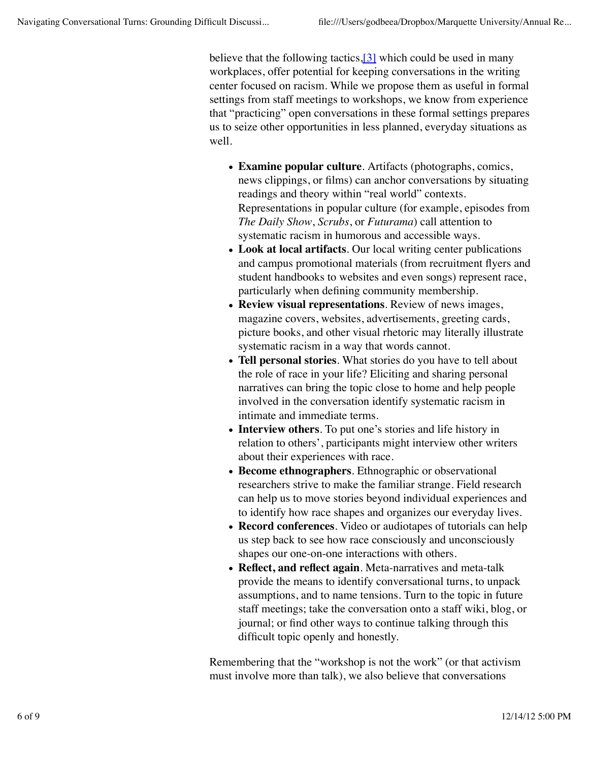believe that the following tactics,[3] which could be used in many workplaces, offer potential for keeping conversations in the writing center focused on racism. While we propose them as useful in formal settings from staff meetings to workshops, we know from experience that "practicing" open conversations in these formal settings prepares us to seize other opportunities in less planned, everyday situations as well.

- **Examine popular culture**. Artifacts (photographs, comics, news clippings, or films) can anchor conversations by situating readings and theory within "real world" contexts. Representations in popular culture (for example, episodes from *The Daily Show*, *Scrubs*, or *Futurama*) call attention to systematic racism in humorous and accessible ways.
- **Look at local artifacts**. Our local writing center publications and campus promotional materials (from recruitment flyers and student handbooks to websites and even songs) represent race, particularly when defining community membership.
- **Review visual representations**. Review of news images, magazine covers, websites, advertisements, greeting cards, picture books, and other visual rhetoric may literally illustrate systematic racism in a way that words cannot.
- **Tell personal stories**. What stories do you have to tell about the role of race in your life? Eliciting and sharing personal narratives can bring the topic close to home and help people involved in the conversation identify systematic racism in intimate and immediate terms.
- **Interview others**. To put one's stories and life history in relation to others', participants might interview other writers about their experiences with race.
- **Become ethnographers**. Ethnographic or observational researchers strive to make the familiar strange. Field research can help us to move stories beyond individual experiences and to identify how race shapes and organizes our everyday lives.
- **Record conferences**. Video or audiotapes of tutorials can help us step back to see how race consciously and unconsciously shapes our one-on-one interactions with others.
- **Reflect, and reflect again**. Meta-narratives and meta-talk provide the means to identify conversational turns, to unpack assumptions, and to name tensions. Turn to the topic in future staff meetings; take the conversation onto a staff wiki, blog, or journal; or find other ways to continue talking through this difficult topic openly and honestly.

Remembering that the "workshop is not the work" (or that activism must involve more than talk), we also believe that conversations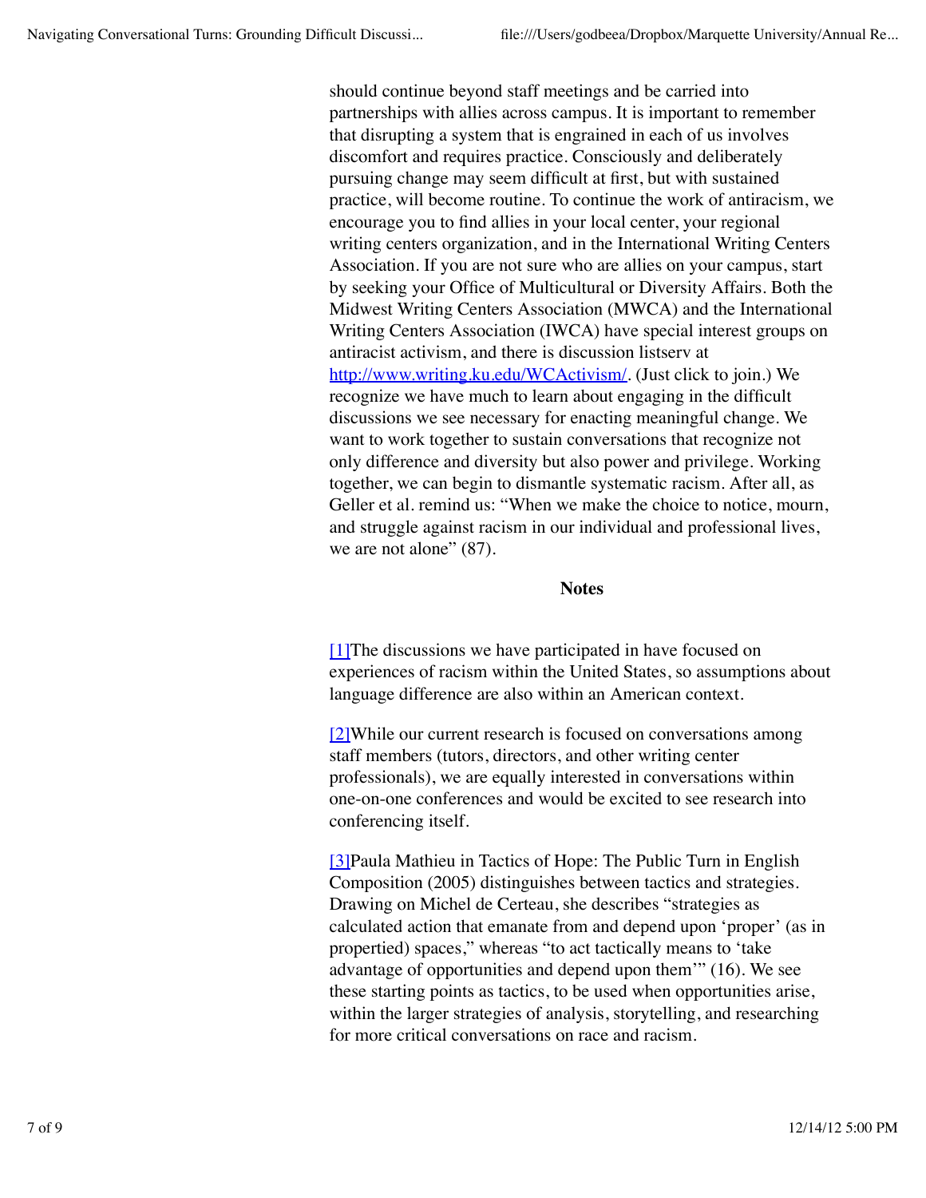should continue beyond staff meetings and be carried into partnerships with allies across campus. It is important to remember that disrupting a system that is engrained in each of us involves discomfort and requires practice. Consciously and deliberately pursuing change may seem difficult at first, but with sustained practice, will become routine. To continue the work of antiracism, we encourage you to find allies in your local center, your regional writing centers organization, and in the International Writing Centers Association. If you are not sure who are allies on your campus, start by seeking your Office of Multicultural or Diversity Affairs. Both the Midwest Writing Centers Association (MWCA) and the International Writing Centers Association (IWCA) have special interest groups on antiracist activism, and there is discussion listserv at [http://www.writing.ku.edu/WCActivism/](http://www.writing.ku.edu/WCActivism/). (Just click to join.) We recognize we have much to learn about engaging in the difficult discussions we see necessary for enacting meaningful change. We want to work together to sustain conversations that recognize not only difference and diversity but also power and privilege. Working together, we can begin to dismantle systematic racism. After all, as Geller et al. remind us: "When we make the choice to notice, mourn, and struggle against racism in our individual and professional lives, we are not alone" (87).

## Notes

[1]The discussions we have participated in have focused on experiences of racism within the United States, so assumptions about language difference are also within an American context.

[2]While our current research is focused on conversations among staff members (tutors, directors, and other writing center professionals), we are equally interested in conversations within one-on-one conferences and would be excited to see research into conferencing itself.

[3]Paula Mathieu in Tactics of Hope: The Public Turn in English Composition (2005) distinguishes between tactics and strategies. Drawing on Michel de Certeau, she describes "strategies as calculated action that emanate from and depend upon 'proper' (as in propertied) spaces," whereas "to act tactically means to 'take advantage of opportunities and depend upon them'" (16). We see these starting points as tactics, to be used when opportunities arise, within the larger strategies of analysis, storytelling, and researching for more critical conversations on race and racism.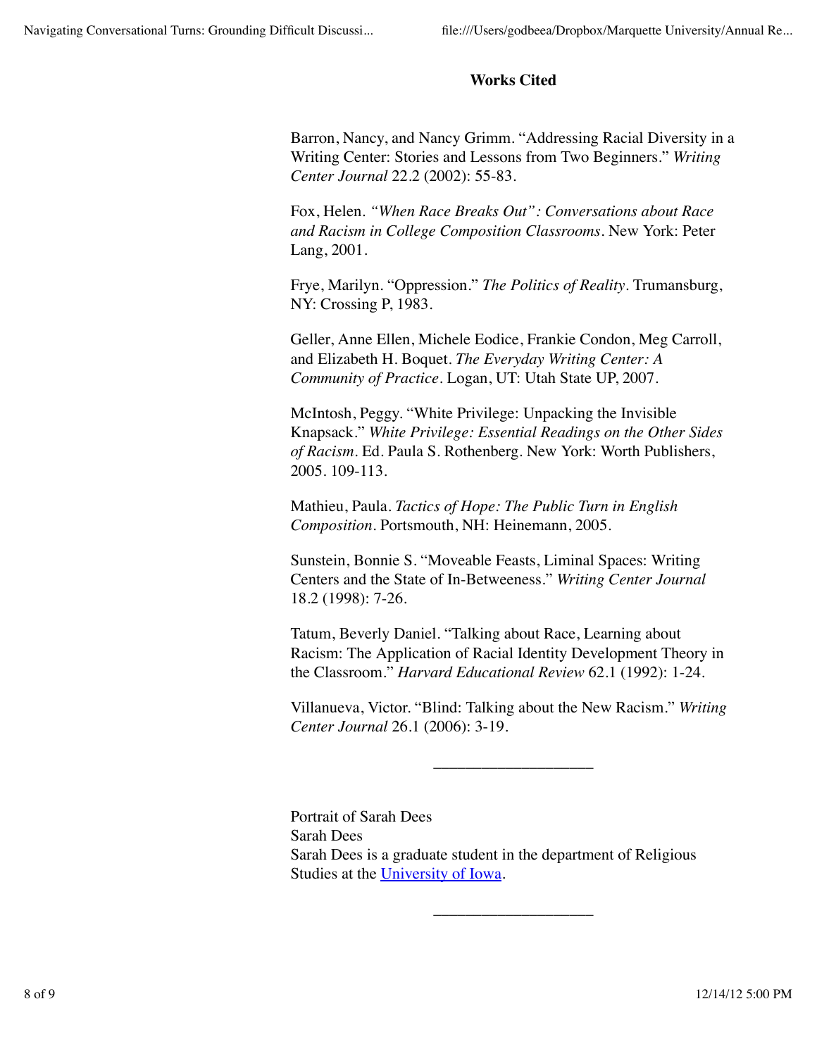## Works Cited

Barron, Nancy, and Nancy Grimm. "Addressing Racial Diversity in a Writing Center: Stories and Lessons from Two Beginners." *Writing Center Journal* 22.2 (2002): 55-83.

Fox, Helen. *"When Race Breaks Out": Conversations about Race and Racism in College Composition Classrooms*. New York: Peter Lang, 2001.

Frye, Marilyn. "Oppression." *The Politics of Reality*. Trumansburg, NY: Crossing P, 1983.

Geller, Anne Ellen, Michele Eodice, Frankie Condon, Meg Carroll, and Elizabeth H. Boquet. *The Everyday Writing Center: A Community of Practice*. Logan, UT: Utah State UP, 2007.

McIntosh, Peggy. "White Privilege: Unpacking the Invisible Knapsack." *White Privilege: Essential Readings on the Other Sides of Racism*. Ed. Paula S. Rothenberg. New York: Worth Publishers, 2005. 109-113.

Mathieu, Paula. *Tactics of Hope: The Public Turn in English Composition*. Portsmouth, NH: Heinemann, 2005.

Sunstein, Bonnie S. "Moveable Feasts, Liminal Spaces: Writing Centers and the State of In-Betweeness." *Writing Center Journal* 18.2 (1998): 7-26.

Tatum, Beverly Daniel. "Talking about Race, Learning about Racism: The Application of Racial Identity Development Theory in the Classroom." *Harvard Educational Review* 62.1 (1992): 1-24.

Villanueva, Victor. "Blind: Talking about the New Racism." *Writing Center Journal* 26.1 (2006): 3-19.

---

Portrait of Sarah Dees
Sarah Dees
Sarah Dees is a graduate student in the department of Religious Studies at the University of Iowa.

---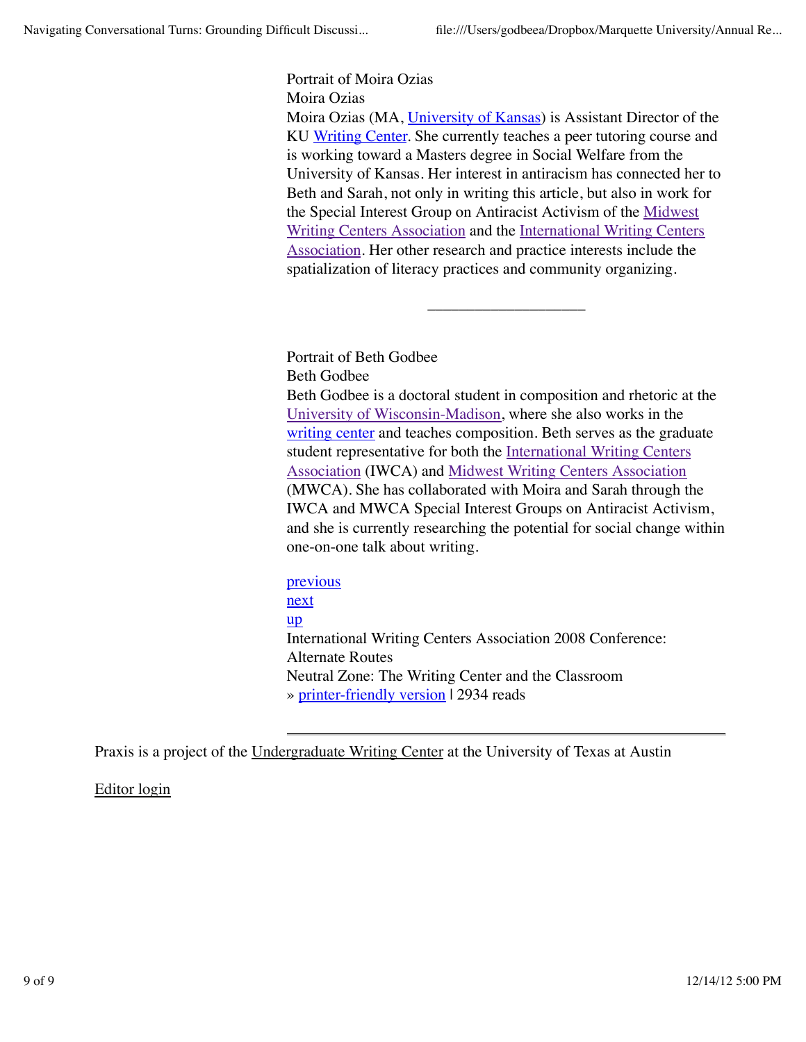Portrait of Moira Ozias

Moira Ozias

Moira Ozias (MA, University of Kansas) is Assistant Director of the KU Writing Center. She currently teaches a peer tutoring course and is working toward a Masters degree in Social Welfare from the University of Kansas. Her interest in antiracism has connected her to Beth and Sarah, not only in writing this article, but also in work for the Special Interest Group on Antiracist Activism of the Midwest Writing Centers Association and the International Writing Centers Association. Her other research and practice interests include the spatialization of literacy practices and community organizing.

---

Portrait of Beth Godbee

Beth Godbee

Beth Godbee is a doctoral student in composition and rhetoric at the University of Wisconsin-Madison, where she also works in the writing center and teaches composition. Beth serves as the graduate student representative for both the International Writing Centers Association (IWCA) and Midwest Writing Centers Association (MWCA). She has collaborated with Moira and Sarah through the IWCA and MWCA Special Interest Groups on Antiracist Activism, and she is currently researching the potential for social change within one-on-one talk about writing.

previous
next
up
International Writing Centers Association 2008 Conference: Alternate Routes
Neutral Zone: The Writing Center and the Classroom
» printer-friendly version | 2934 reads

---

Praxis is a project of the Undergraduate Writing Center at the University of Texas at Austin

Editor login